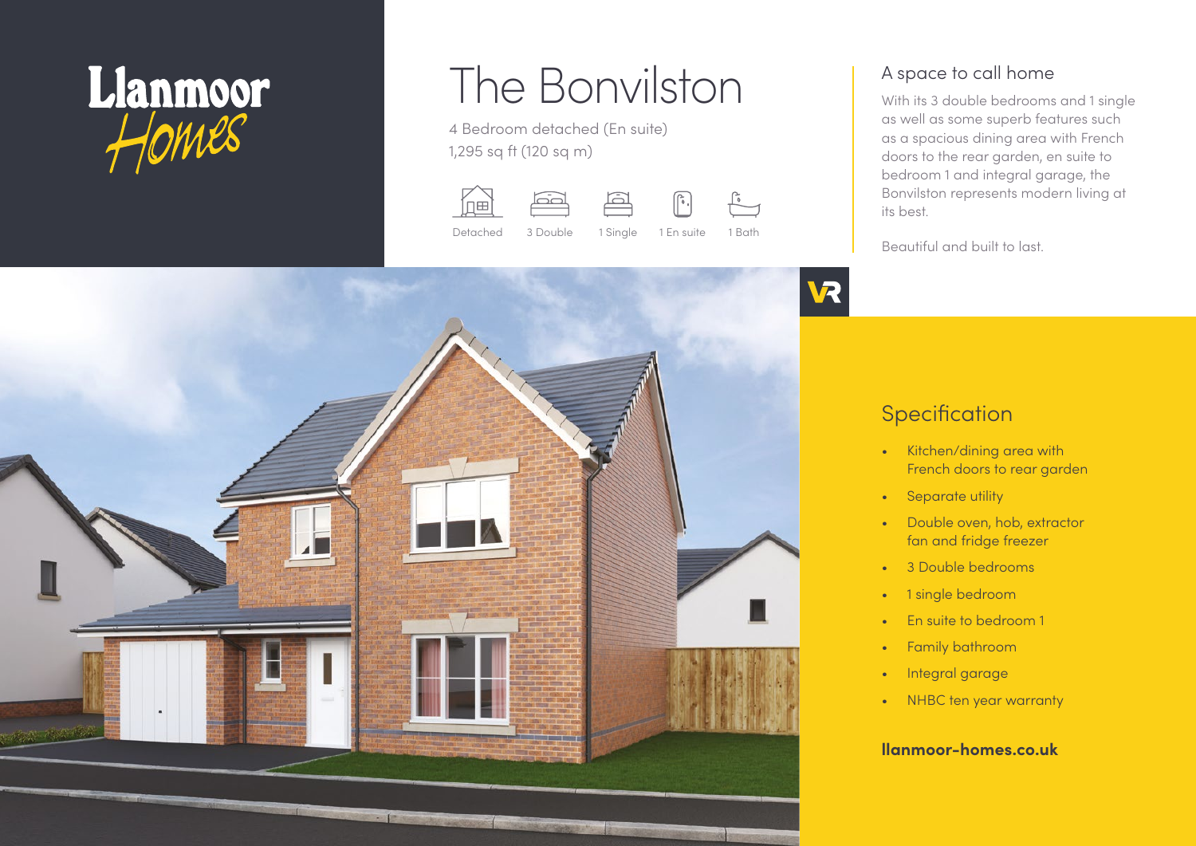Llanmoor Homes

# The Bonvilston

4 Bedroom detached (En suite)
1,295 sq ft (120 sq m)

Detached | 3 Double | 1 Single | 1 En suite | 1 Bath

## A space to call home

With its 3 double bedrooms and 1 single as well as some superb features such as a spacious dining area with French doors to the rear garden, en suite to bedroom 1 and integral garage, the Bonvilston represents modern living at its best.

Beautiful and built to last.

VR

## Specification

- Kitchen/dining area with French doors to rear garden
- Separate utility
- Double oven, hob, extractor fan and fridge freezer
- 3 Double bedrooms
- 1 single bedroom
- En suite to bedroom 1
- Family bathroom
- Integral garage
- NHBC ten year warranty

**llanmoor-homes.co.uk**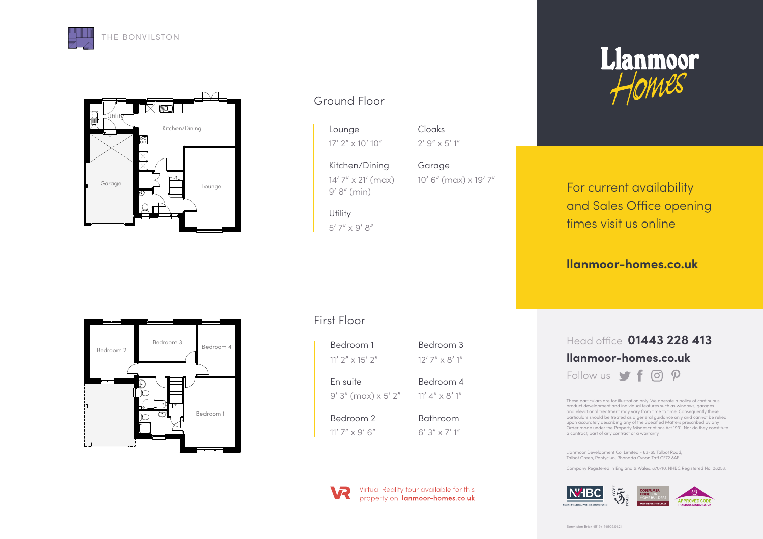THE BONVILSTON

## Ground Floor

Lounge
17′ 2″ x 10′ 10″

Kitchen/Dining
14′ 7″ x 21′ (max)
9′ 8″ (min)

Utility
5′ 7″ x 9′ 8″

Cloaks
2′ 9″ x 5′ 1″

Garage
10′ 6″ (max) x 19′ 7″

## First Floor

Bedroom 1
11′ 2″ x 15′ 2″

En suite
9′ 3″ (max) x 5′ 2″

Bedroom 2
11′ 7″ x 9′ 6″

Bedroom 3
12′ 7″ x 8′ 1″

Bedroom 4
11′ 4″ x 8′ 1″

Bathroom
6′ 3″ x 7′ 1″

Virtual Reality tour available for this property on **llanmoor-homes.co.uk**

Llanmoor Homes

For current availability and Sales Office opening times visit us online

**llanmoor-homes.co.uk**

Head office **01443 228 413**

**llanmoor-homes.co.uk**

Follow us

These particulars are for illustration only. We operate a policy of continuous product development and individual features such as windows, garages and elevational treatment may vary from time to time. Consequently these particulars should be treated as a general guidance only and cannot be relied upon accurately describing any of the Specified Matters prescribed by any Order made under the Property Misdescriptions Act 1991. Nor do they constitute a contract, part of any contract or a warranty.

Llanmoor Development Co. Limited - 63-65 Talbot Road, Talbot Green, Pontyclun, Rhondda Cynon Taff CF72 8AE.

Company Registered in England & Wales. 870710. NHBC Registered No. 08253.

Bonvilston Brick 4819+-14909.01.21